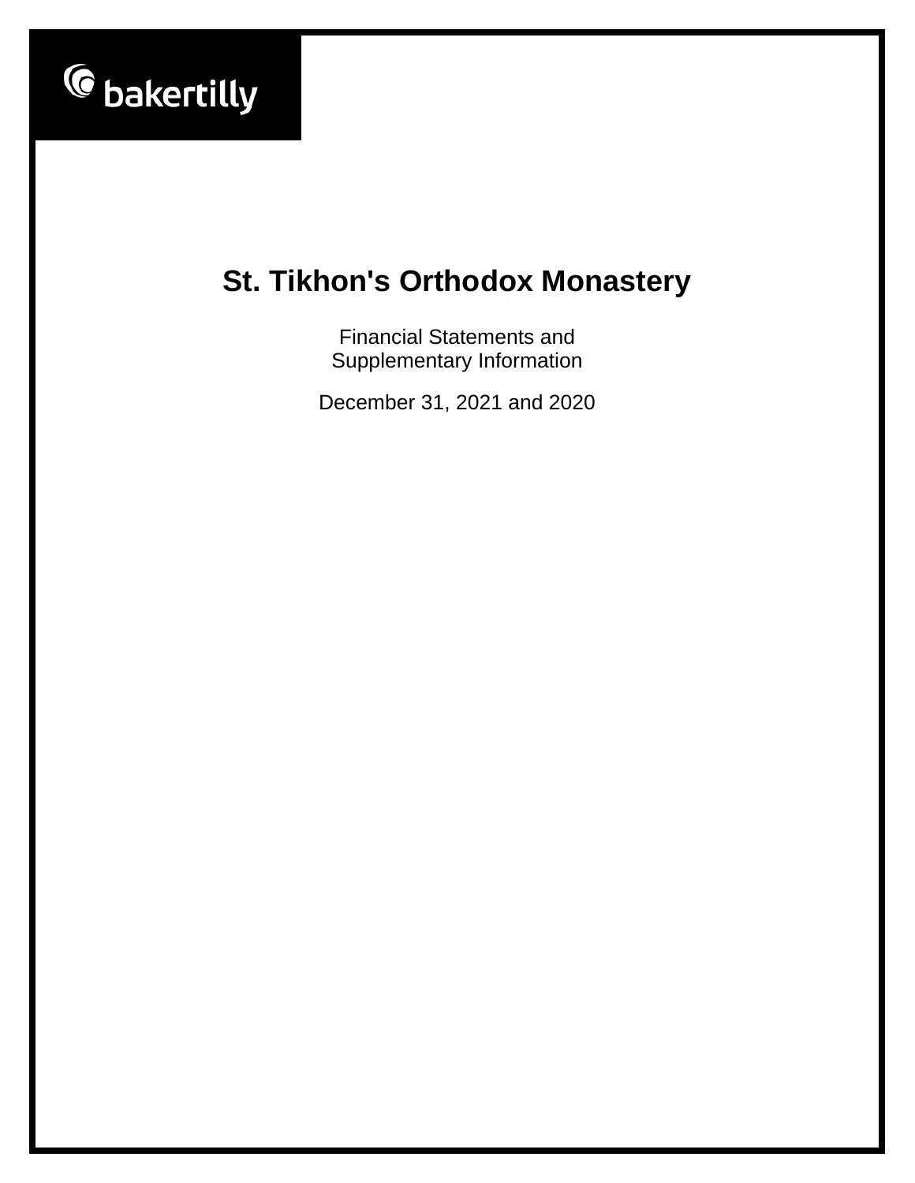bakertilly

# St. Tikhon's Orthodox Monastery

Financial Statements and
Supplementary Information

December 31, 2021 and 2020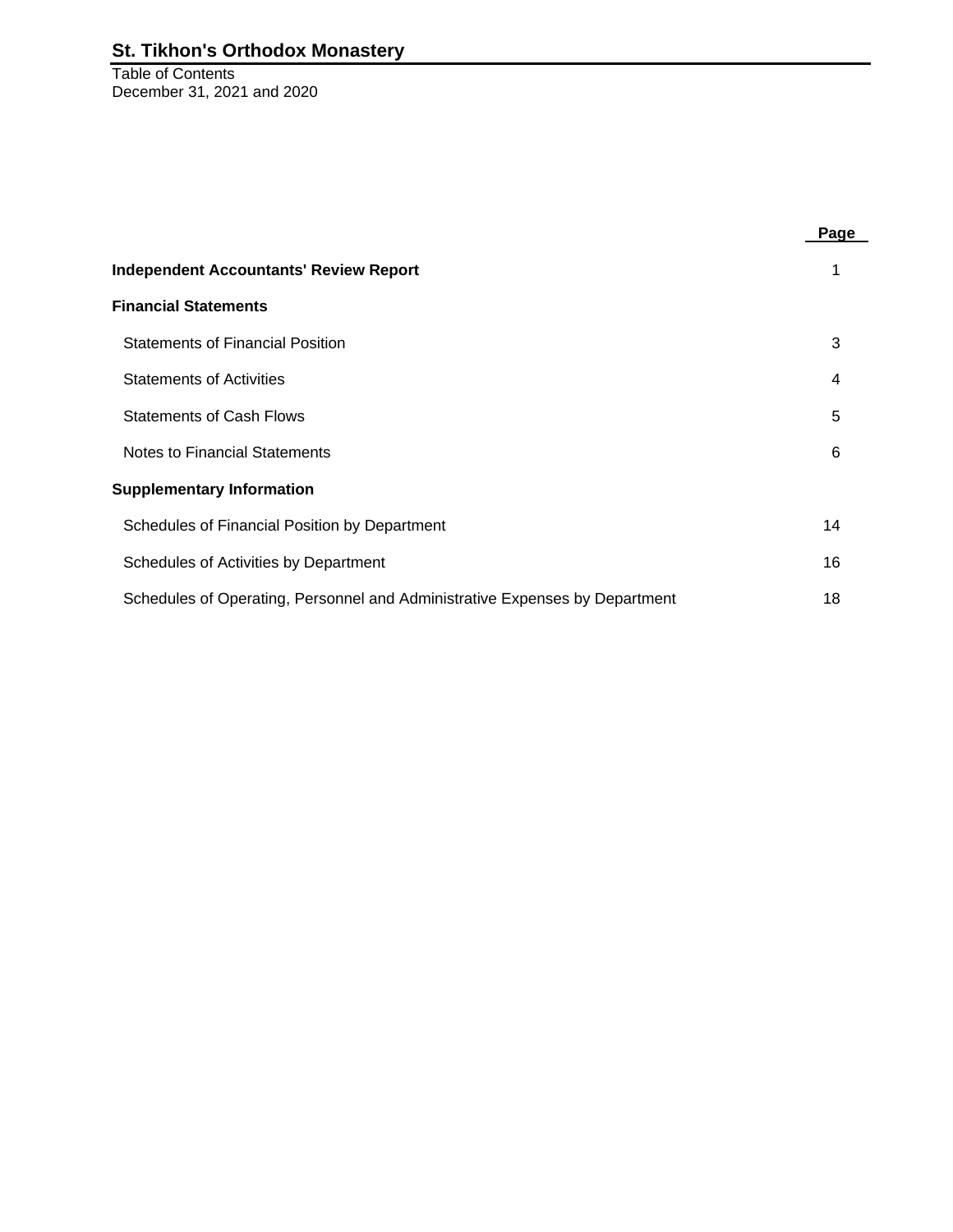# St. Tikhon's Orthodox Monastery

Table of Contents
December 31, 2021 and 2020

| | Page |
|---|---|
| **Independent Accountants' Review Report** | 1 |
| **Financial Statements** | |
| Statements of Financial Position | 3 |
| Statements of Activities | 4 |
| Statements of Cash Flows | 5 |
| Notes to Financial Statements | 6 |
| **Supplementary Information** | |
| Schedules of Financial Position by Department | 14 |
| Schedules of Activities by Department | 16 |
| Schedules of Operating, Personnel and Administrative Expenses by Department | 18 |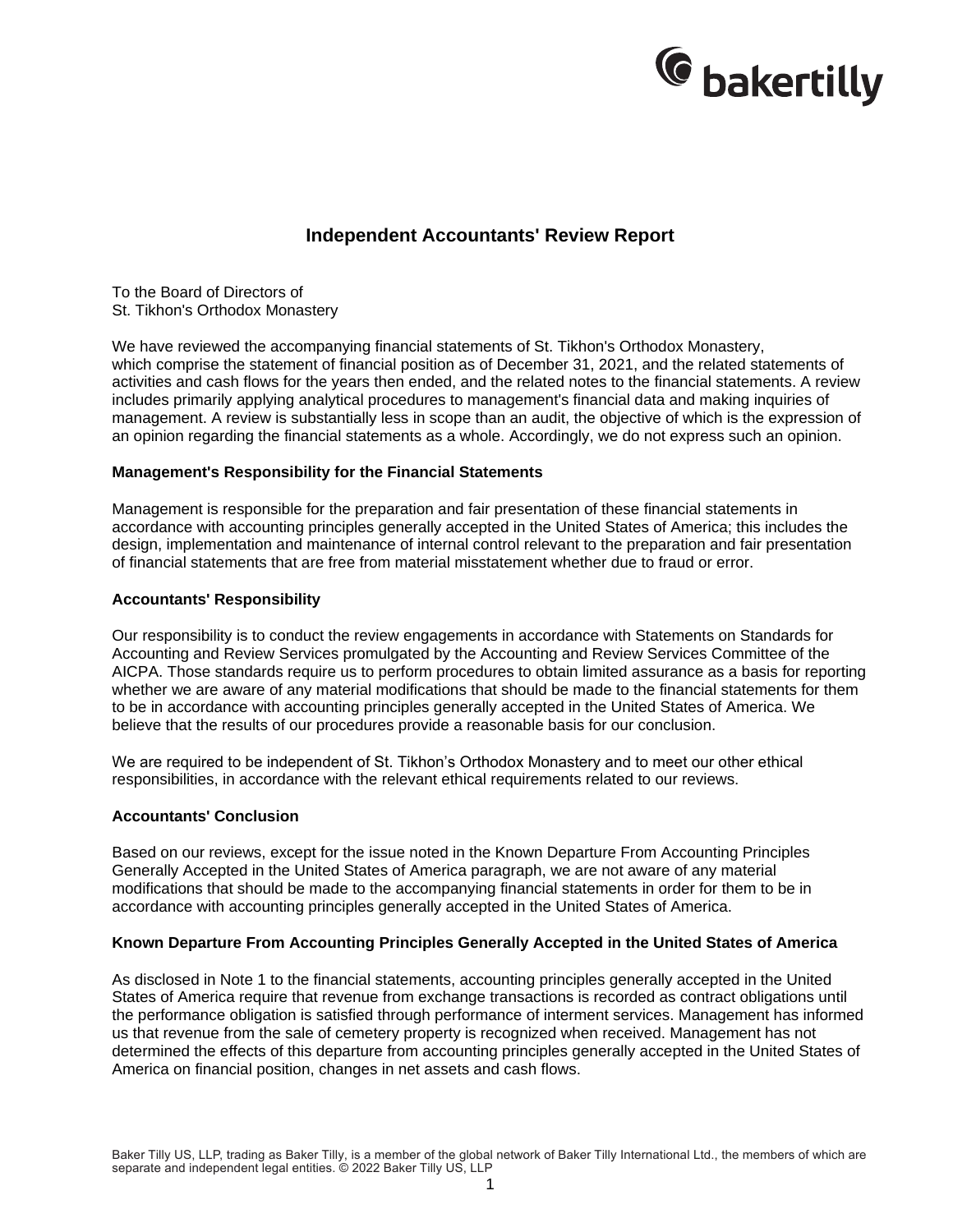# Independent Accountants' Review Report

To the Board of Directors of
St. Tikhon's Orthodox Monastery

We have reviewed the accompanying financial statements of St. Tikhon's Orthodox Monastery, which comprise the statement of financial position as of December 31, 2021, and the related statements of activities and cash flows for the years then ended, and the related notes to the financial statements. A review includes primarily applying analytical procedures to management's financial data and making inquiries of management. A review is substantially less in scope than an audit, the objective of which is the expression of an opinion regarding the financial statements as a whole. Accordingly, we do not express such an opinion.

**Management's Responsibility for the Financial Statements**

Management is responsible for the preparation and fair presentation of these financial statements in accordance with accounting principles generally accepted in the United States of America; this includes the design, implementation and maintenance of internal control relevant to the preparation and fair presentation of financial statements that are free from material misstatement whether due to fraud or error.

**Accountants' Responsibility**

Our responsibility is to conduct the review engagements in accordance with Statements on Standards for Accounting and Review Services promulgated by the Accounting and Review Services Committee of the AICPA. Those standards require us to perform procedures to obtain limited assurance as a basis for reporting whether we are aware of any material modifications that should be made to the financial statements for them to be in accordance with accounting principles generally accepted in the United States of America. We believe that the results of our procedures provide a reasonable basis for our conclusion.

We are required to be independent of St. Tikhon's Orthodox Monastery and to meet our other ethical responsibilities, in accordance with the relevant ethical requirements related to our reviews.

**Accountants' Conclusion**

Based on our reviews, except for the issue noted in the Known Departure From Accounting Principles Generally Accepted in the United States of America paragraph, we are not aware of any material modifications that should be made to the accompanying financial statements in order for them to be in accordance with accounting principles generally accepted in the United States of America.

**Known Departure From Accounting Principles Generally Accepted in the United States of America**

As disclosed in Note 1 to the financial statements, accounting principles generally accepted in the United States of America require that revenue from exchange transactions is recorded as contract obligations until the performance obligation is satisfied through performance of interment services. Management has informed us that revenue from the sale of cemetery property is recognized when received. Management has not determined the effects of this departure from accounting principles generally accepted in the United States of America on financial position, changes in net assets and cash flows.

Baker Tilly US, LLP, trading as Baker Tilly, is a member of the global network of Baker Tilly International Ltd., the members of which are separate and independent legal entities. © 2022 Baker Tilly US, LLP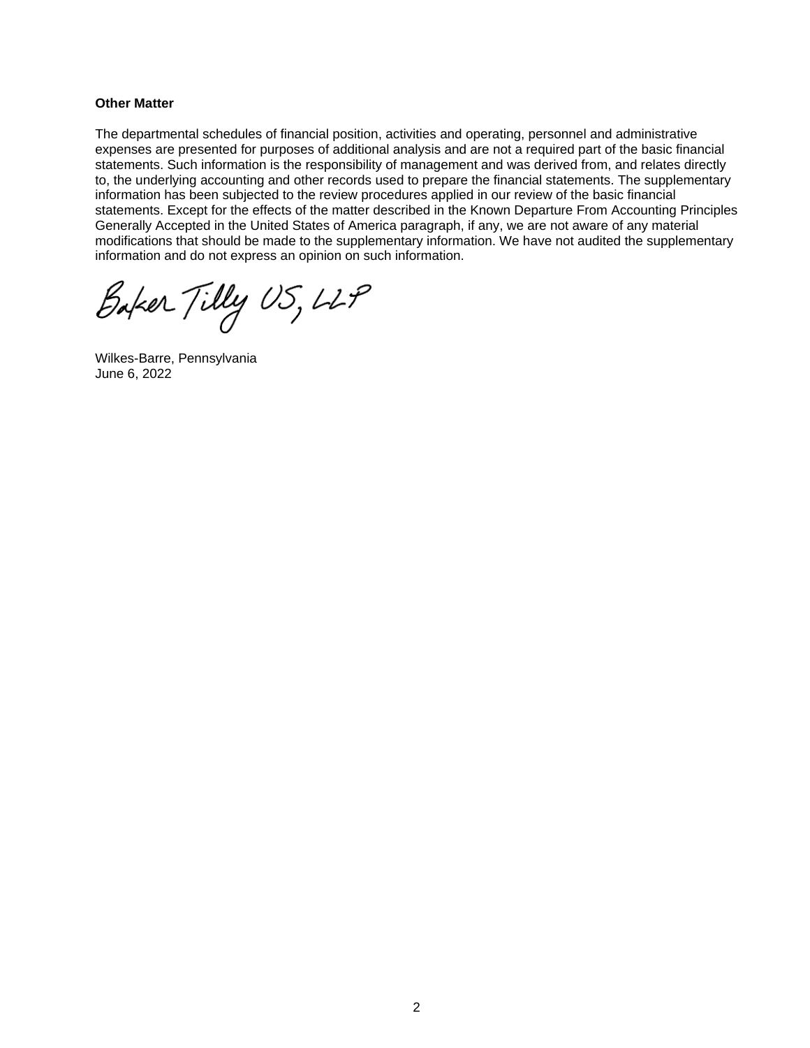**Other Matter**

The departmental schedules of financial position, activities and operating, personnel and administrative expenses are presented for purposes of additional analysis and are not a required part of the basic financial statements. Such information is the responsibility of management and was derived from, and relates directly to, the underlying accounting and other records used to prepare the financial statements. The supplementary information has been subjected to the review procedures applied in our review of the basic financial statements. Except for the effects of the matter described in the Known Departure From Accounting Principles Generally Accepted in the United States of America paragraph, if any, we are not aware of any material modifications that should be made to the supplementary information. We have not audited the supplementary information and do not express an opinion on such information.

Baker Tilly US, LLP

Wilkes-Barre, Pennsylvania
June 6, 2022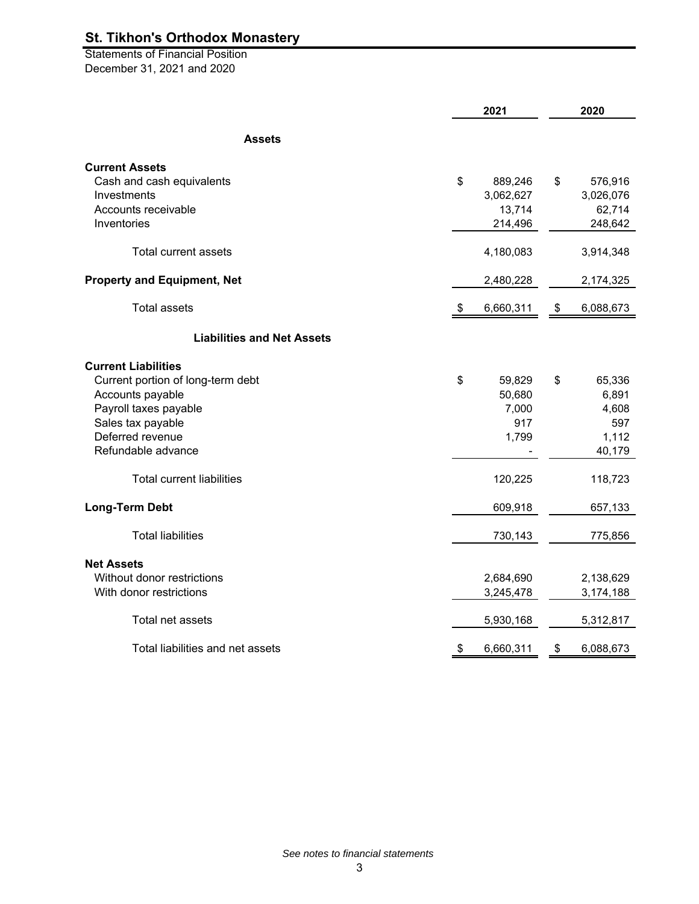# St. Tikhon's Orthodox Monastery

Statements of Financial Position
December 31, 2021 and 2020

| | 2021 | 2020 |
|---|---|---|
| **Assets** | | |
| **Current Assets** | | |
| Cash and cash equivalents | $ 889,246 | $ 576,916 |
| Investments | 3,062,627 | 3,026,076 |
| Accounts receivable | 13,714 | 62,714 |
| Inventories | 214,496 | 248,642 |
| Total current assets | 4,180,083 | 3,914,348 |
| **Property and Equipment, Net** | 2,480,228 | 2,174,325 |
| Total assets | $ 6,660,311 | $ 6,088,673 |
| **Liabilities and Net Assets** | | |
| **Current Liabilities** | | |
| Current portion of long-term debt | $ 59,829 | $ 65,336 |
| Accounts payable | 50,680 | 6,891 |
| Payroll taxes payable | 7,000 | 4,608 |
| Sales tax payable | 917 | 597 |
| Deferred revenue | 1,799 | 1,112 |
| Refundable advance | - | 40,179 |
| Total current liabilities | 120,225 | 118,723 |
| **Long-Term Debt** | 609,918 | 657,133 |
| Total liabilities | 730,143 | 775,856 |
| **Net Assets** | | |
| Without donor restrictions | 2,684,690 | 2,138,629 |
| With donor restrictions | 3,245,478 | 3,174,188 |
| Total net assets | 5,930,168 | 5,312,817 |
| Total liabilities and net assets | $ 6,660,311 | $ 6,088,673 |

*See notes to financial statements*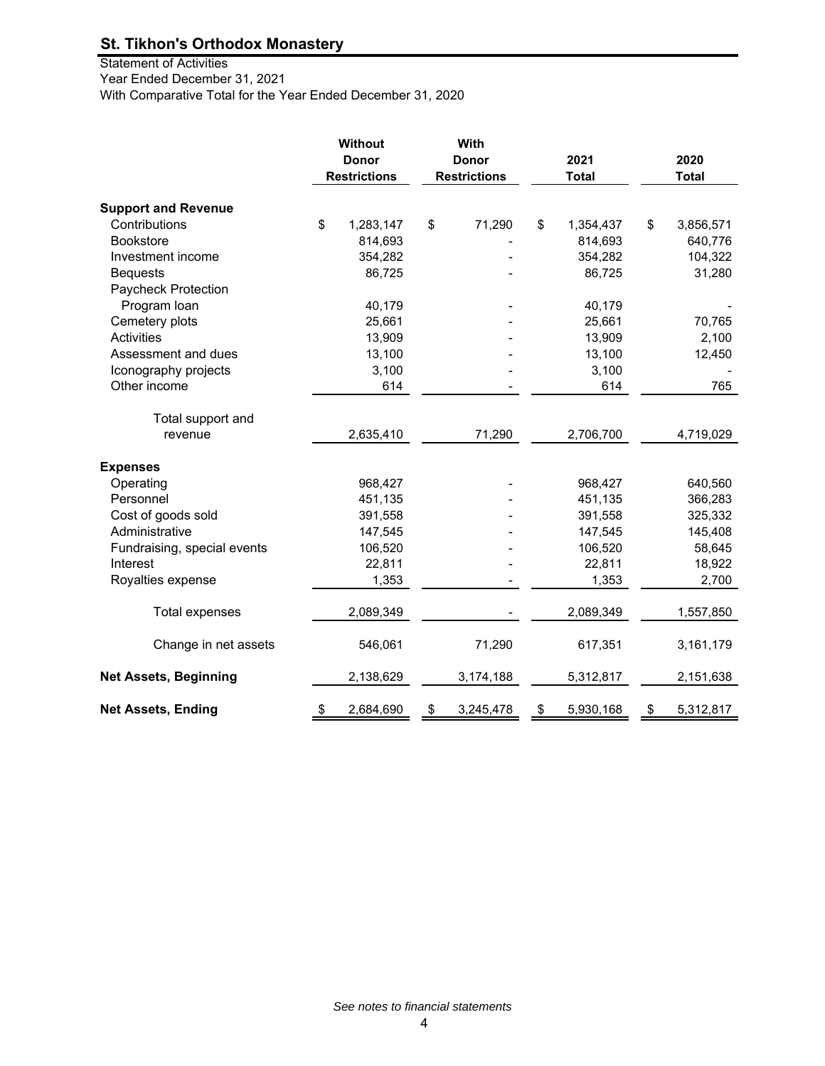# St. Tikhon's Orthodox Monastery

Statement of Activities
Year Ended December 31, 2021
With Comparative Total for the Year Ended December 31, 2020

| | Without Donor Restrictions | With Donor Restrictions | 2021 Total | 2020 Total |
|---|---|---|---|---|
| **Support and Revenue** | | | | |
| Contributions | $ 1,283,147 | $ 71,290 | $ 1,354,437 | $ 3,856,571 |
| Bookstore | 814,693 | - | 814,693 | 640,776 |
| Investment income | 354,282 | - | 354,282 | 104,322 |
| Bequests | 86,725 | - | 86,725 | 31,280 |
| Paycheck Protection Program loan | 40,179 | - | 40,179 | - |
| Cemetery plots | 25,661 | - | 25,661 | 70,765 |
| Activities | 13,909 | - | 13,909 | 2,100 |
| Assessment and dues | 13,100 | - | 13,100 | 12,450 |
| Iconography projects | 3,100 | - | 3,100 | - |
| Other income | 614 | - | 614 | 765 |
| Total support and revenue | 2,635,410 | 71,290 | 2,706,700 | 4,719,029 |
| **Expenses** | | | | |
| Operating | 968,427 | - | 968,427 | 640,560 |
| Personnel | 451,135 | - | 451,135 | 366,283 |
| Cost of goods sold | 391,558 | - | 391,558 | 325,332 |
| Administrative | 147,545 | - | 147,545 | 145,408 |
| Fundraising, special events | 106,520 | - | 106,520 | 58,645 |
| Interest | 22,811 | - | 22,811 | 18,922 |
| Royalties expense | 1,353 | - | 1,353 | 2,700 |
| Total expenses | 2,089,349 | - | 2,089,349 | 1,557,850 |
| Change in net assets | 546,061 | 71,290 | 617,351 | 3,161,179 |
| **Net Assets, Beginning** | 2,138,629 | 3,174,188 | 5,312,817 | 2,151,638 |
| **Net Assets, Ending** | $ 2,684,690 | $ 3,245,478 | $ 5,930,168 | $ 5,312,817 |

*See notes to financial statements*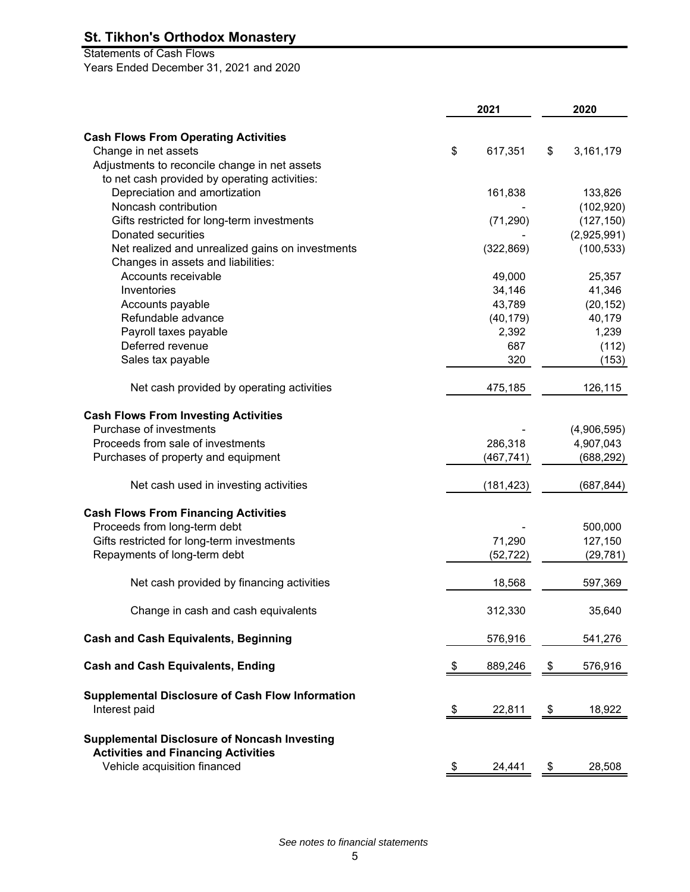# St. Tikhon's Orthodox Monastery

Statements of Cash Flows
Years Ended December 31, 2021 and 2020

| | 2021 | 2020 |
|---|---|---|
| **Cash Flows From Operating Activities** | | |
| Change in net assets | $ 617,351 | $ 3,161,179 |
| Adjustments to reconcile change in net assets to net cash provided by operating activities: | | |
| Depreciation and amortization | 161,838 | 133,826 |
| Noncash contribution | - | (102,920) |
| Gifts restricted for long-term investments | (71,290) | (127,150) |
| Donated securities | - | (2,925,991) |
| Net realized and unrealized gains on investments | (322,869) | (100,533) |
| Changes in assets and liabilities: | | |
| Accounts receivable | 49,000 | 25,357 |
| Inventories | 34,146 | 41,346 |
| Accounts payable | 43,789 | (20,152) |
| Refundable advance | (40,179) | 40,179 |
| Payroll taxes payable | 2,392 | 1,239 |
| Deferred revenue | 687 | (112) |
| Sales tax payable | 320 | (153) |
| Net cash provided by operating activities | 475,185 | 126,115 |
| **Cash Flows From Investing Activities** | | |
| Purchase of investments | - | (4,906,595) |
| Proceeds from sale of investments | 286,318 | 4,907,043 |
| Purchases of property and equipment | (467,741) | (688,292) |
| Net cash used in investing activities | (181,423) | (687,844) |
| **Cash Flows From Financing Activities** | | |
| Proceeds from long-term debt | - | 500,000 |
| Gifts restricted for long-term investments | 71,290 | 127,150 |
| Repayments of long-term debt | (52,722) | (29,781) |
| Net cash provided by financing activities | 18,568 | 597,369 |
| Change in cash and cash equivalents | 312,330 | 35,640 |
| **Cash and Cash Equivalents, Beginning** | 576,916 | 541,276 |
| **Cash and Cash Equivalents, Ending** | $ 889,246 | $ 576,916 |
| **Supplemental Disclosure of Cash Flow Information** | | |
| Interest paid | $ 22,811 | $ 18,922 |
| **Supplemental Disclosure of Noncash Investing Activities and Financing Activities** | | |
| Vehicle acquisition financed | $ 24,441 | $ 28,508 |

*See notes to financial statements*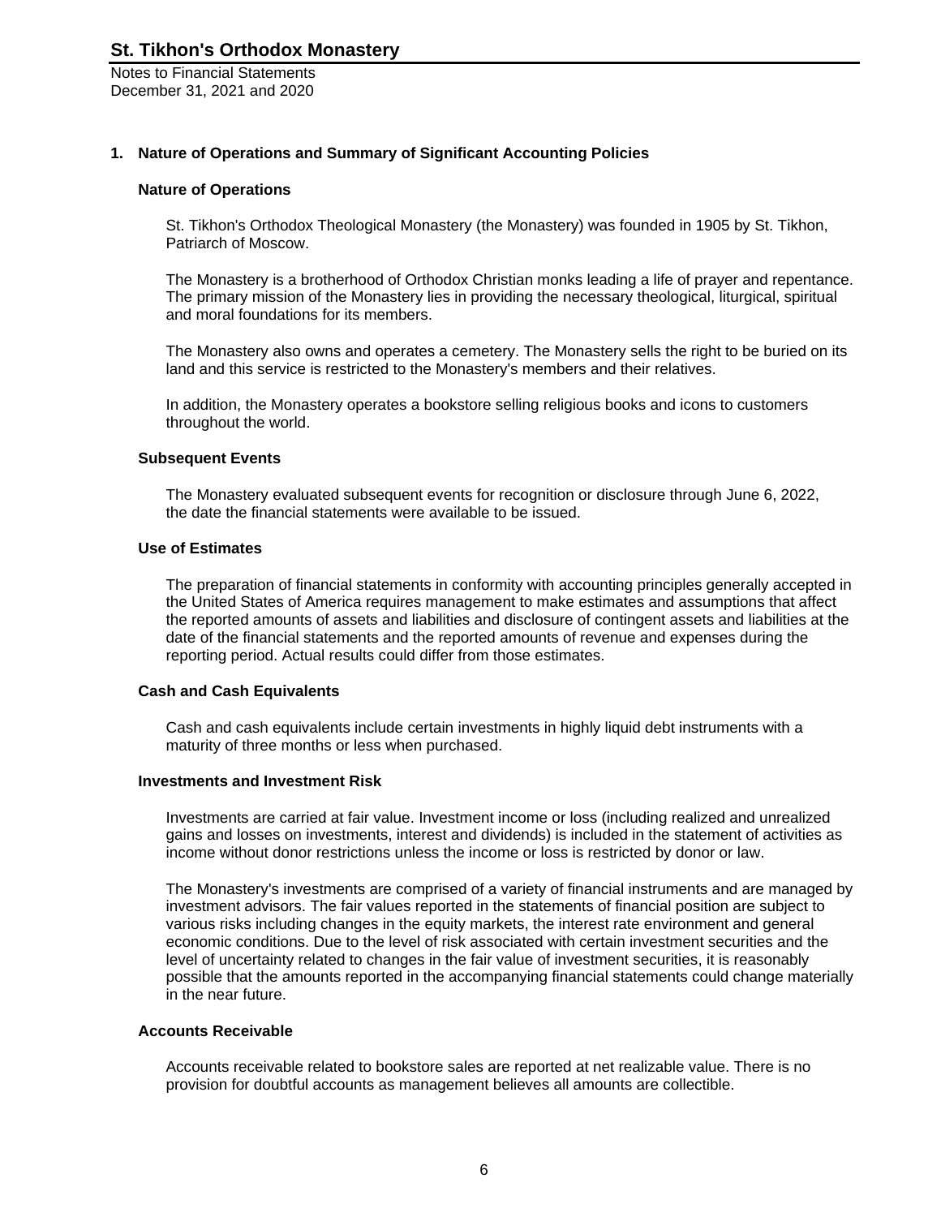# St. Tikhon's Orthodox Monastery

Notes to Financial Statements
December 31, 2021 and 2020

## 1. Nature of Operations and Summary of Significant Accounting Policies

### Nature of Operations

St. Tikhon's Orthodox Theological Monastery (the Monastery) was founded in 1905 by St. Tikhon, Patriarch of Moscow.

The Monastery is a brotherhood of Orthodox Christian monks leading a life of prayer and repentance. The primary mission of the Monastery lies in providing the necessary theological, liturgical, spiritual and moral foundations for its members.

The Monastery also owns and operates a cemetery. The Monastery sells the right to be buried on its land and this service is restricted to the Monastery's members and their relatives.

In addition, the Monastery operates a bookstore selling religious books and icons to customers throughout the world.

### Subsequent Events

The Monastery evaluated subsequent events for recognition or disclosure through June 6, 2022, the date the financial statements were available to be issued.

### Use of Estimates

The preparation of financial statements in conformity with accounting principles generally accepted in the United States of America requires management to make estimates and assumptions that affect the reported amounts of assets and liabilities and disclosure of contingent assets and liabilities at the date of the financial statements and the reported amounts of revenue and expenses during the reporting period. Actual results could differ from those estimates.

### Cash and Cash Equivalents

Cash and cash equivalents include certain investments in highly liquid debt instruments with a maturity of three months or less when purchased.

### Investments and Investment Risk

Investments are carried at fair value. Investment income or loss (including realized and unrealized gains and losses on investments, interest and dividends) is included in the statement of activities as income without donor restrictions unless the income or loss is restricted by donor or law.

The Monastery's investments are comprised of a variety of financial instruments and are managed by investment advisors. The fair values reported in the statements of financial position are subject to various risks including changes in the equity markets, the interest rate environment and general economic conditions. Due to the level of risk associated with certain investment securities and the level of uncertainty related to changes in the fair value of investment securities, it is reasonably possible that the amounts reported in the accompanying financial statements could change materially in the near future.

### Accounts Receivable

Accounts receivable related to bookstore sales are reported at net realizable value. There is no provision for doubtful accounts as management believes all amounts are collectible.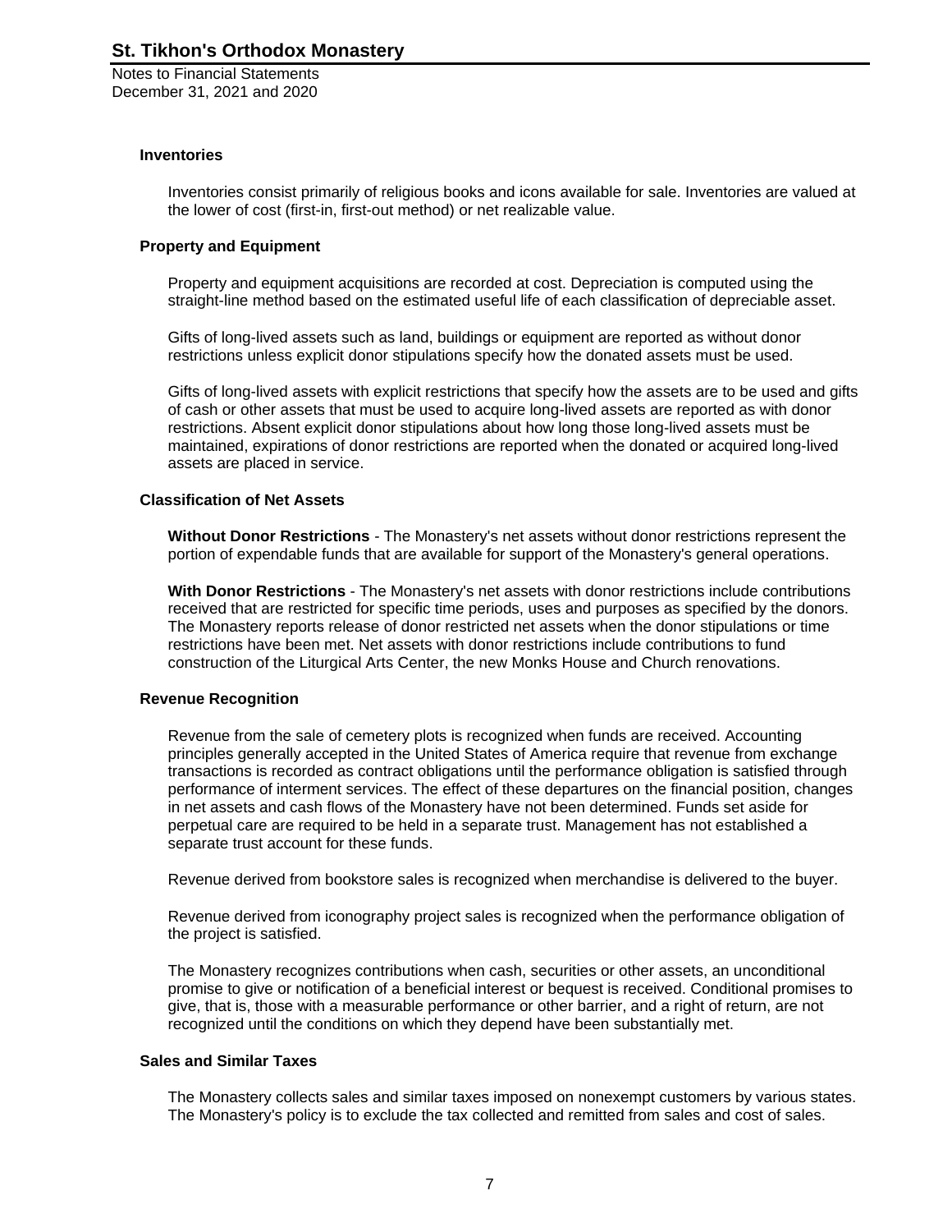### Inventories

Inventories consist primarily of religious books and icons available for sale. Inventories are valued at the lower of cost (first-in, first-out method) or net realizable value.

### Property and Equipment

Property and equipment acquisitions are recorded at cost. Depreciation is computed using the straight-line method based on the estimated useful life of each classification of depreciable asset.

Gifts of long-lived assets such as land, buildings or equipment are reported as without donor restrictions unless explicit donor stipulations specify how the donated assets must be used.

Gifts of long-lived assets with explicit restrictions that specify how the assets are to be used and gifts of cash or other assets that must be used to acquire long-lived assets are reported as with donor restrictions. Absent explicit donor stipulations about how long those long-lived assets must be maintained, expirations of donor restrictions are reported when the donated or acquired long-lived assets are placed in service.

### Classification of Net Assets

**Without Donor Restrictions** - The Monastery's net assets without donor restrictions represent the portion of expendable funds that are available for support of the Monastery's general operations.

**With Donor Restrictions** - The Monastery's net assets with donor restrictions include contributions received that are restricted for specific time periods, uses and purposes as specified by the donors. The Monastery reports release of donor restricted net assets when the donor stipulations or time restrictions have been met. Net assets with donor restrictions include contributions to fund construction of the Liturgical Arts Center, the new Monks House and Church renovations.

### Revenue Recognition

Revenue from the sale of cemetery plots is recognized when funds are received. Accounting principles generally accepted in the United States of America require that revenue from exchange transactions is recorded as contract obligations until the performance obligation is satisfied through performance of interment services. The effect of these departures on the financial position, changes in net assets and cash flows of the Monastery have not been determined. Funds set aside for perpetual care are required to be held in a separate trust. Management has not established a separate trust account for these funds.

Revenue derived from bookstore sales is recognized when merchandise is delivered to the buyer.

Revenue derived from iconography project sales is recognized when the performance obligation of the project is satisfied.

The Monastery recognizes contributions when cash, securities or other assets, an unconditional promise to give or notification of a beneficial interest or bequest is received. Conditional promises to give, that is, those with a measurable performance or other barrier, and a right of return, are not recognized until the conditions on which they depend have been substantially met.

### Sales and Similar Taxes

The Monastery collects sales and similar taxes imposed on nonexempt customers by various states. The Monastery's policy is to exclude the tax collected and remitted from sales and cost of sales.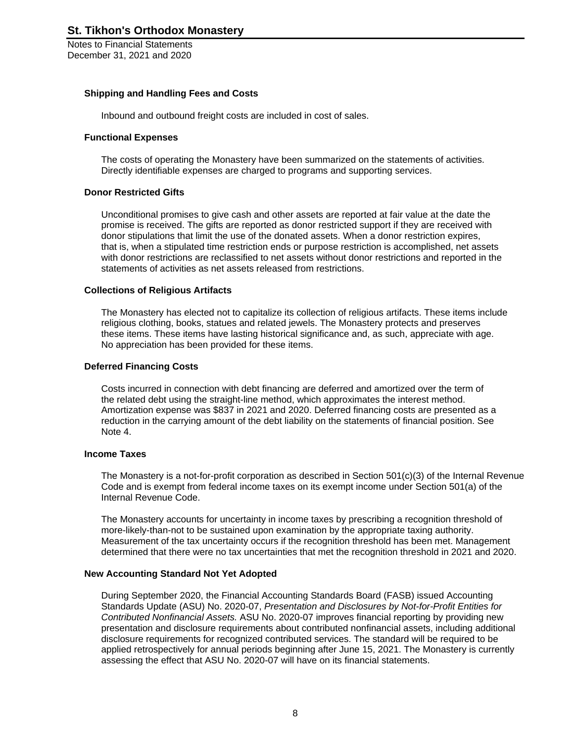### Shipping and Handling Fees and Costs

Inbound and outbound freight costs are included in cost of sales.

### Functional Expenses

The costs of operating the Monastery have been summarized on the statements of activities. Directly identifiable expenses are charged to programs and supporting services.

### Donor Restricted Gifts

Unconditional promises to give cash and other assets are reported at fair value at the date the promise is received. The gifts are reported as donor restricted support if they are received with donor stipulations that limit the use of the donated assets. When a donor restriction expires, that is, when a stipulated time restriction ends or purpose restriction is accomplished, net assets with donor restrictions are reclassified to net assets without donor restrictions and reported in the statements of activities as net assets released from restrictions.

### Collections of Religious Artifacts

The Monastery has elected not to capitalize its collection of religious artifacts. These items include religious clothing, books, statues and related jewels. The Monastery protects and preserves these items. These items have lasting historical significance and, as such, appreciate with age. No appreciation has been provided for these items.

### Deferred Financing Costs

Costs incurred in connection with debt financing are deferred and amortized over the term of the related debt using the straight-line method, which approximates the interest method. Amortization expense was $837 in 2021 and 2020. Deferred financing costs are presented as a reduction in the carrying amount of the debt liability on the statements of financial position. See Note 4.

### Income Taxes

The Monastery is a not-for-profit corporation as described in Section 501(c)(3) of the Internal Revenue Code and is exempt from federal income taxes on its exempt income under Section 501(a) of the Internal Revenue Code.

The Monastery accounts for uncertainty in income taxes by prescribing a recognition threshold of more-likely-than-not to be sustained upon examination by the appropriate taxing authority. Measurement of the tax uncertainty occurs if the recognition threshold has been met. Management determined that there were no tax uncertainties that met the recognition threshold in 2021 and 2020.

### New Accounting Standard Not Yet Adopted

During September 2020, the Financial Accounting Standards Board (FASB) issued Accounting Standards Update (ASU) No. 2020-07, *Presentation and Disclosures by Not-for-Profit Entities for Contributed Nonfinancial Assets.* ASU No. 2020-07 improves financial reporting by providing new presentation and disclosure requirements about contributed nonfinancial assets, including additional disclosure requirements for recognized contributed services. The standard will be required to be applied retrospectively for annual periods beginning after June 15, 2021. The Monastery is currently assessing the effect that ASU No. 2020-07 will have on its financial statements.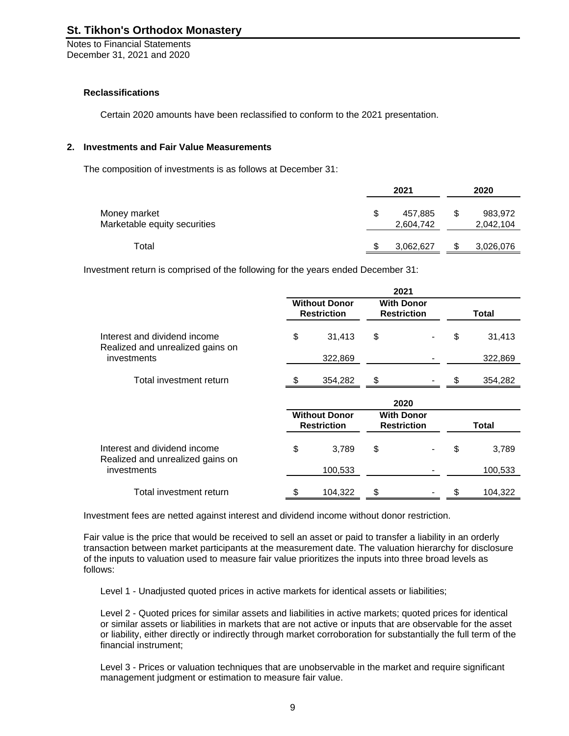### Reclassifications

Certain 2020 amounts have been reclassified to conform to the 2021 presentation.

## 2. Investments and Fair Value Measurements

The composition of investments is as follows at December 31:

| | 2021 | 2020 |
|---|---|---|
| Money market | $ 457,885 | $ 983,972 |
| Marketable equity securities | 2,604,742 | 2,042,104 |
| Total | $ 3,062,627 | $ 3,026,076 |

Investment return is comprised of the following for the years ended December 31:

| | 2021 | | |
|---|---|---|---|
| | Without Donor Restriction | With Donor Restriction | Total |
| Interest and dividend income | $ 31,413 | $ - | $ 31,413 |
| Realized and unrealized gains on investments | 322,869 | - | 322,869 |
| Total investment return | $ 354,282 | $ - | $ 354,282 |

| | 2020 | | |
|---|---|---|---|
| | Without Donor Restriction | With Donor Restriction | Total |
| Interest and dividend income | $ 3,789 | $ - | $ 3,789 |
| Realized and unrealized gains on investments | 100,533 | - | 100,533 |
| Total investment return | $ 104,322 | $ - | $ 104,322 |

Investment fees are netted against interest and dividend income without donor restriction.

Fair value is the price that would be received to sell an asset or paid to transfer a liability in an orderly transaction between market participants at the measurement date. The valuation hierarchy for disclosure of the inputs to valuation used to measure fair value prioritizes the inputs into three broad levels as follows:

Level 1 - Unadjusted quoted prices in active markets for identical assets or liabilities;

Level 2 - Quoted prices for similar assets and liabilities in active markets; quoted prices for identical or similar assets or liabilities in markets that are not active or inputs that are observable for the asset or liability, either directly or indirectly through market corroboration for substantially the full term of the financial instrument;

Level 3 - Prices or valuation techniques that are unobservable in the market and require significant management judgment or estimation to measure fair value.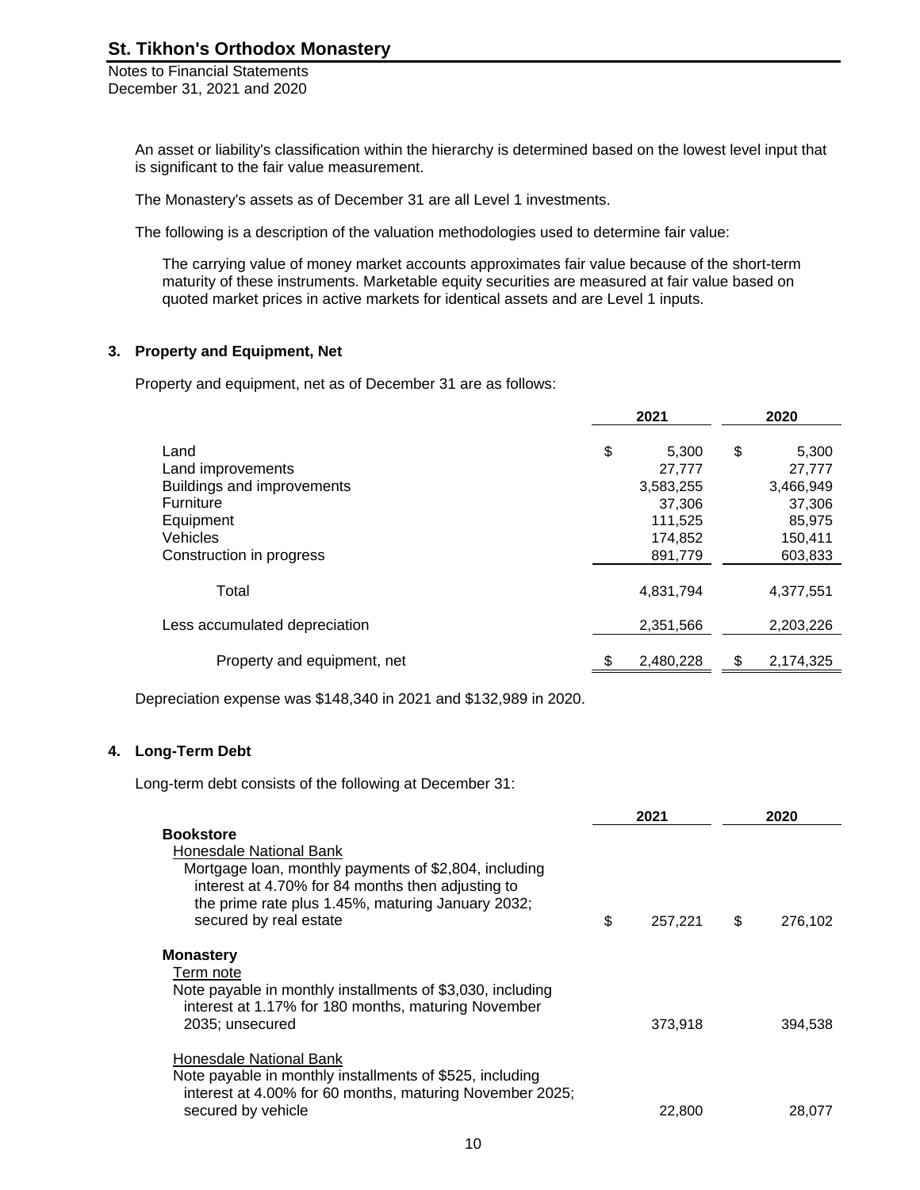An asset or liability's classification within the hierarchy is determined based on the lowest level input that is significant to the fair value measurement.

The Monastery's assets as of December 31 are all Level 1 investments.

The following is a description of the valuation methodologies used to determine fair value:

The carrying value of money market accounts approximates fair value because of the short-term maturity of these instruments. Marketable equity securities are measured at fair value based on quoted market prices in active markets for identical assets and are Level 1 inputs.

## 3. Property and Equipment, Net

Property and equipment, net as of December 31 are as follows:

| | 2021 | 2020 |
|---|---|---|
| Land | $ 5,300 | $ 5,300 |
| Land improvements | 27,777 | 27,777 |
| Buildings and improvements | 3,583,255 | 3,466,949 |
| Furniture | 37,306 | 37,306 |
| Equipment | 111,525 | 85,975 |
| Vehicles | 174,852 | 150,411 |
| Construction in progress | 891,779 | 603,833 |
| Total | 4,831,794 | 4,377,551 |
| Less accumulated depreciation | 2,351,566 | 2,203,226 |
| Property and equipment, net | $ 2,480,228 | $ 2,174,325 |

Depreciation expense was $148,340 in 2021 and $132,989 in 2020.

## 4. Long-Term Debt

Long-term debt consists of the following at December 31:

| | 2021 | 2020 |
|---|---|---|
| **Bookstore** | | |
| Honesdale National Bank | | |
| Mortgage loan, monthly payments of $2,804, including interest at 4.70% for 84 months then adjusting to the prime rate plus 1.45%, maturing January 2032; secured by real estate | $ 257,221 | $ 276,102 |
| **Monastery** | | |
| Term note | | |
| Note payable in monthly installments of $3,030, including interest at 1.17% for 180 months, maturing November 2035; unsecured | 373,918 | 394,538 |
| Honesdale National Bank | | |
| Note payable in monthly installments of $525, including interest at 4.00% for 60 months, maturing November 2025; secured by vehicle | 22,800 | 28,077 |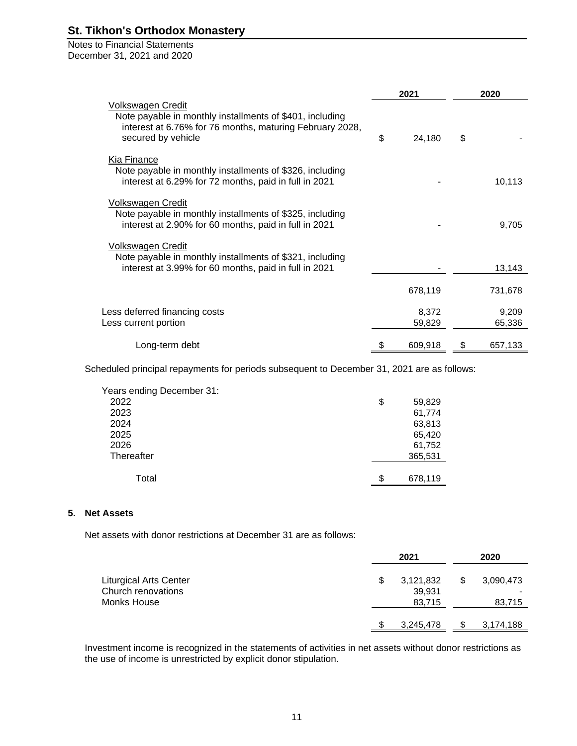# St. Tikhon's Orthodox Monastery

Notes to Financial Statements
December 31, 2021 and 2020

| | 2021 | 2020 |
|---|---|---|
| Volkswagen Credit<br>Note payable in monthly installments of $401, including interest at 6.76% for 76 months, maturing February 2028, secured by vehicle | $ 24,180 | $ - |
| Kia Finance<br>Note payable in monthly installments of $326, including interest at 6.29% for 72 months, paid in full in 2021 | - | 10,113 |
| Volkswagen Credit<br>Note payable in monthly installments of $325, including interest at 2.90% for 60 months, paid in full in 2021 | - | 9,705 |
| Volkswagen Credit<br>Note payable in monthly installments of $321, including interest at 3.99% for 60 months, paid in full in 2021 | - | 13,143 |
| | 678,119 | 731,678 |
| Less deferred financing costs | 8,372 | 9,209 |
| Less current portion | 59,829 | 65,336 |
| Long-term debt | $ 609,918 | $ 657,133 |

Scheduled principal repayments for periods subsequent to December 31, 2021 are as follows:

| Years ending December 31: | |
|---|---|
| 2022 | $ 59,829 |
| 2023 | 61,774 |
| 2024 | 63,813 |
| 2025 | 65,420 |
| 2026 | 61,752 |
| Thereafter | 365,531 |
| Total | $ 678,119 |

**5. Net Assets**

Net assets with donor restrictions at December 31 are as follows:

| | 2021 | 2020 |
|---|---|---|
| Liturgical Arts Center | $ 3,121,832 | $ 3,090,473 |
| Church renovations | 39,931 | - |
| Monks House | 83,715 | 83,715 |
| | $ 3,245,478 | $ 3,174,188 |

Investment income is recognized in the statements of activities in net assets without donor restrictions as the use of income is unrestricted by explicit donor stipulation.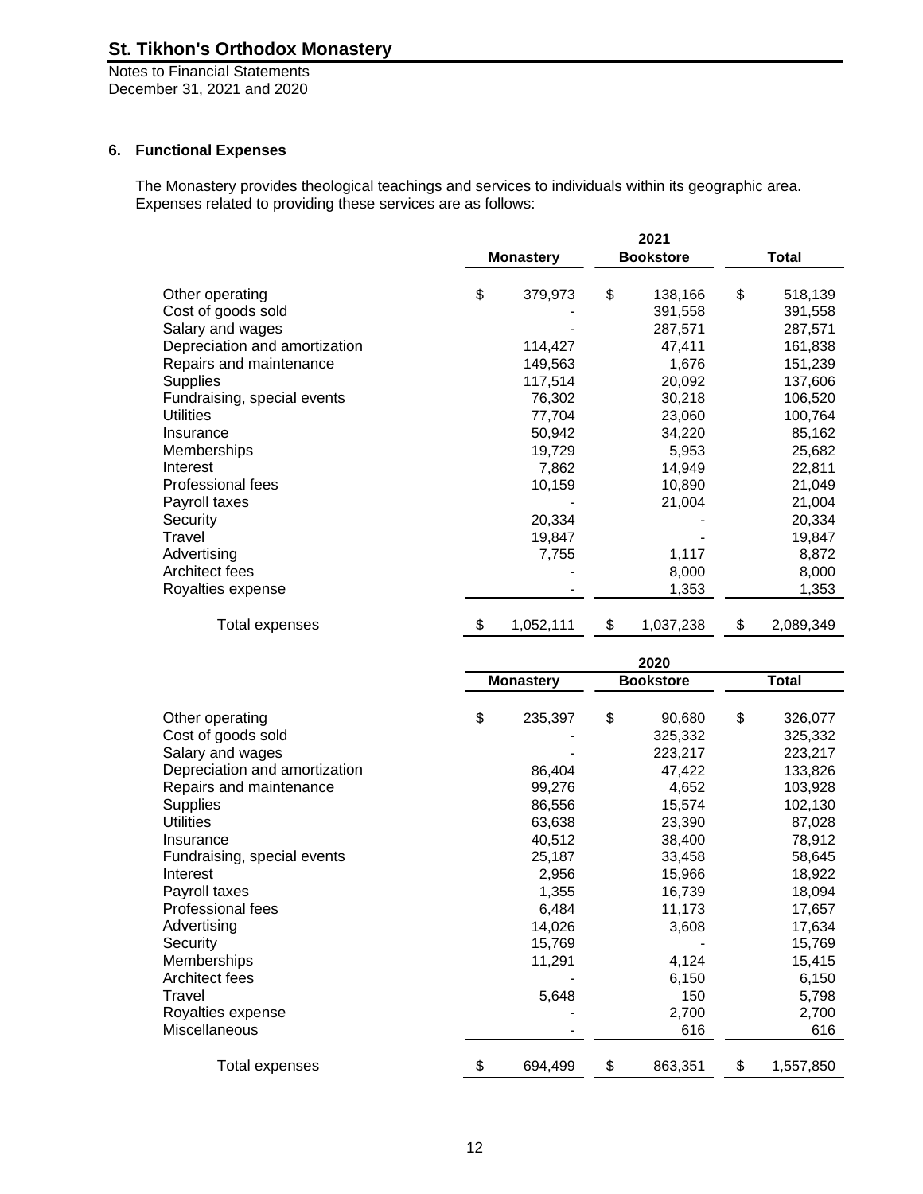## 6. Functional Expenses

The Monastery provides theological teachings and services to individuals within its geographic area. Expenses related to providing these services are as follows:

| | 2021 | | |
|---|---|---|---|
| | Monastery | Bookstore | Total |
| Other operating | $ 379,973 | $ 138,166 | $ 518,139 |
| Cost of goods sold | - | 391,558 | 391,558 |
| Salary and wages | - | 287,571 | 287,571 |
| Depreciation and amortization | 114,427 | 47,411 | 161,838 |
| Repairs and maintenance | 149,563 | 1,676 | 151,239 |
| Supplies | 117,514 | 20,092 | 137,606 |
| Fundraising, special events | 76,302 | 30,218 | 106,520 |
| Utilities | 77,704 | 23,060 | 100,764 |
| Insurance | 50,942 | 34,220 | 85,162 |
| Memberships | 19,729 | 5,953 | 25,682 |
| Interest | 7,862 | 14,949 | 22,811 |
| Professional fees | 10,159 | 10,890 | 21,049 |
| Payroll taxes | - | 21,004 | 21,004 |
| Security | 20,334 | - | 20,334 |
| Travel | 19,847 | - | 19,847 |
| Advertising | 7,755 | 1,117 | 8,872 |
| Architect fees | - | 8,000 | 8,000 |
| Royalties expense | - | 1,353 | 1,353 |
| Total expenses | $ 1,052,111 | $ 1,037,238 | $ 2,089,349 |

| | 2020 | | |
|---|---|---|---|
| | Monastery | Bookstore | Total |
| Other operating | $ 235,397 | $ 90,680 | $ 326,077 |
| Cost of goods sold | - | 325,332 | 325,332 |
| Salary and wages | - | 223,217 | 223,217 |
| Depreciation and amortization | 86,404 | 47,422 | 133,826 |
| Repairs and maintenance | 99,276 | 4,652 | 103,928 |
| Supplies | 86,556 | 15,574 | 102,130 |
| Utilities | 63,638 | 23,390 | 87,028 |
| Insurance | 40,512 | 38,400 | 78,912 |
| Fundraising, special events | 25,187 | 33,458 | 58,645 |
| Interest | 2,956 | 15,966 | 18,922 |
| Payroll taxes | 1,355 | 16,739 | 18,094 |
| Professional fees | 6,484 | 11,173 | 17,657 |
| Advertising | 14,026 | 3,608 | 17,634 |
| Security | 15,769 | - | 15,769 |
| Memberships | 11,291 | 4,124 | 15,415 |
| Architect fees | - | 6,150 | 6,150 |
| Travel | 5,648 | 150 | 5,798 |
| Royalties expense | - | 2,700 | 2,700 |
| Miscellaneous | - | 616 | 616 |
| Total expenses | $ 694,499 | $ 863,351 | $ 1,557,850 |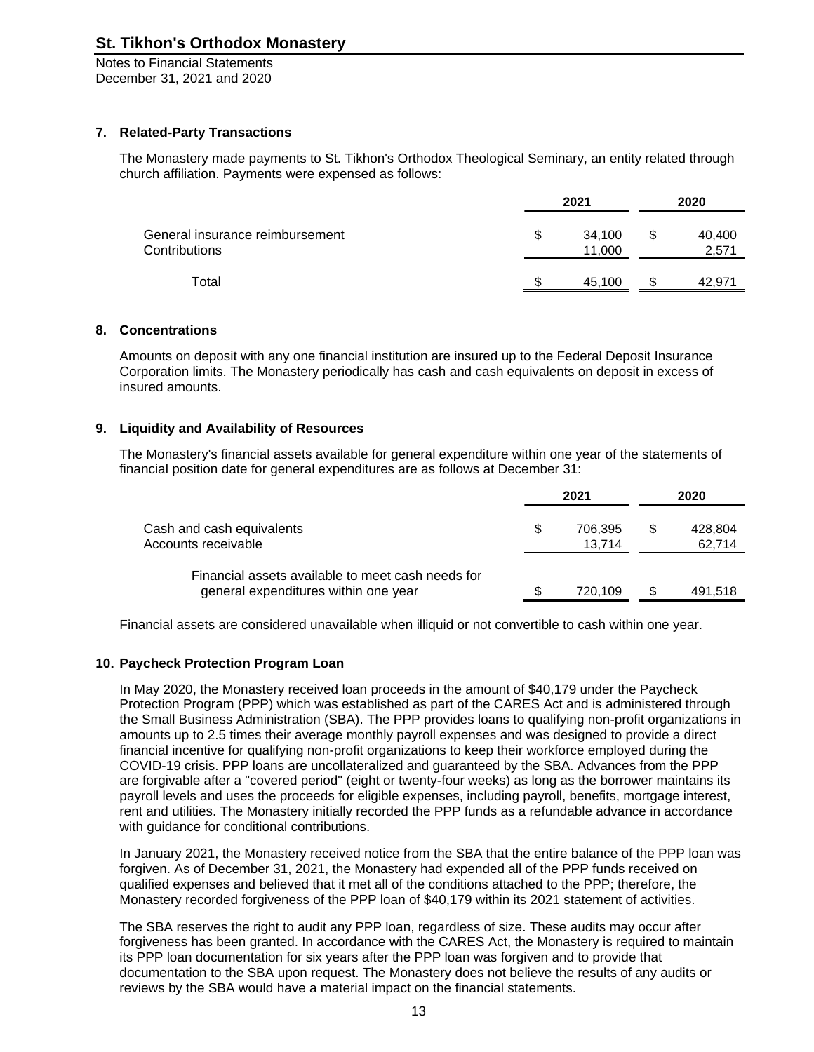## 7. Related-Party Transactions

The Monastery made payments to St. Tikhon's Orthodox Theological Seminary, an entity related through church affiliation. Payments were expensed as follows:

| | 2021 | 2020 |
|---|---|---|
| General insurance reimbursement | $ 34,100 | $ 40,400 |
| Contributions | 11,000 | 2,571 |
| Total | $ 45,100 | $ 42,971 |

## 8. Concentrations

Amounts on deposit with any one financial institution are insured up to the Federal Deposit Insurance Corporation limits. The Monastery periodically has cash and cash equivalents on deposit in excess of insured amounts.

## 9. Liquidity and Availability of Resources

The Monastery's financial assets available for general expenditure within one year of the statements of financial position date for general expenditures are as follows at December 31:

| | 2021 | 2020 |
|---|---|---|
| Cash and cash equivalents | $ 706,395 | $ 428,804 |
| Accounts receivable | 13,714 | 62,714 |
| Financial assets available to meet cash needs for general expenditures within one year | $ 720,109 | $ 491,518 |

Financial assets are considered unavailable when illiquid or not convertible to cash within one year.

## 10. Paycheck Protection Program Loan

In May 2020, the Monastery received loan proceeds in the amount of $40,179 under the Paycheck Protection Program (PPP) which was established as part of the CARES Act and is administered through the Small Business Administration (SBA). The PPP provides loans to qualifying non-profit organizations in amounts up to 2.5 times their average monthly payroll expenses and was designed to provide a direct financial incentive for qualifying non-profit organizations to keep their workforce employed during the COVID-19 crisis. PPP loans are uncollateralized and guaranteed by the SBA. Advances from the PPP are forgivable after a "covered period" (eight or twenty-four weeks) as long as the borrower maintains its payroll levels and uses the proceeds for eligible expenses, including payroll, benefits, mortgage interest, rent and utilities. The Monastery initially recorded the PPP funds as a refundable advance in accordance with guidance for conditional contributions.

In January 2021, the Monastery received notice from the SBA that the entire balance of the PPP loan was forgiven. As of December 31, 2021, the Monastery had expended all of the PPP funds received on qualified expenses and believed that it met all of the conditions attached to the PPP; therefore, the Monastery recorded forgiveness of the PPP loan of $40,179 within its 2021 statement of activities.

The SBA reserves the right to audit any PPP loan, regardless of size. These audits may occur after forgiveness has been granted. In accordance with the CARES Act, the Monastery is required to maintain its PPP loan documentation for six years after the PPP loan was forgiven and to provide that documentation to the SBA upon request. The Monastery does not believe the results of any audits or reviews by the SBA would have a material impact on the financial statements.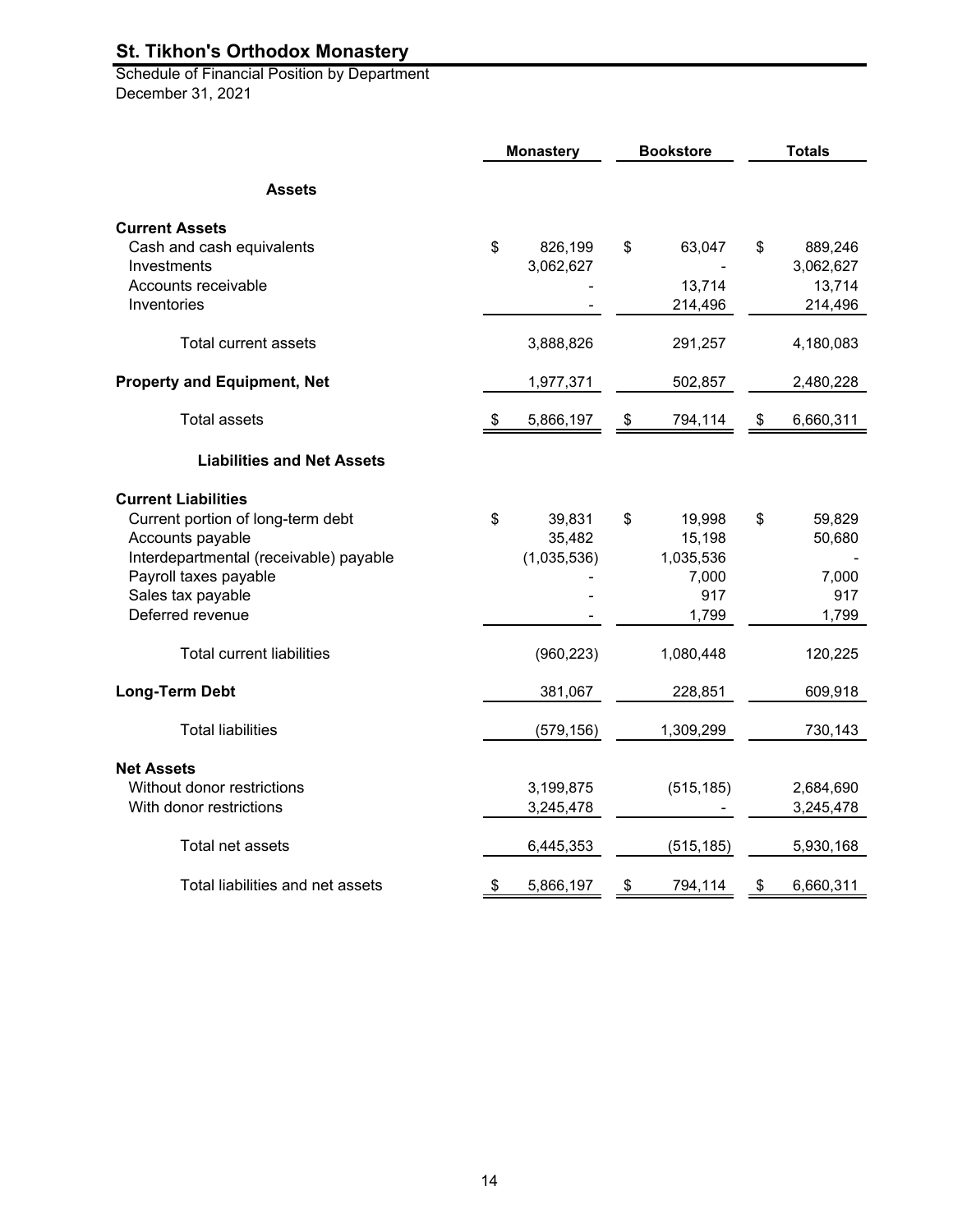# St. Tikhon's Orthodox Monastery

Schedule of Financial Position by Department
December 31, 2021

| | Monastery | Bookstore | Totals |
|---|---|---|---|
| **Assets** | | | |
| **Current Assets** | | | |
| Cash and cash equivalents | $ 826,199 | $ 63,047 | $ 889,246 |
| Investments | 3,062,627 | - | 3,062,627 |
| Accounts receivable | - | 13,714 | 13,714 |
| Inventories | - | 214,496 | 214,496 |
| Total current assets | 3,888,826 | 291,257 | 4,180,083 |
| **Property and Equipment, Net** | 1,977,371 | 502,857 | 2,480,228 |
| Total assets | $ 5,866,197 | $ 794,114 | $ 6,660,311 |
| **Liabilities and Net Assets** | | | |
| **Current Liabilities** | | | |
| Current portion of long-term debt | $ 39,831 | $ 19,998 | $ 59,829 |
| Accounts payable | 35,482 | 15,198 | 50,680 |
| Interdepartmental (receivable) payable | (1,035,536) | 1,035,536 | - |
| Payroll taxes payable | - | 7,000 | 7,000 |
| Sales tax payable | - | 917 | 917 |
| Deferred revenue | - | 1,799 | 1,799 |
| Total current liabilities | (960,223) | 1,080,448 | 120,225 |
| **Long-Term Debt** | 381,067 | 228,851 | 609,918 |
| Total liabilities | (579,156) | 1,309,299 | 730,143 |
| **Net Assets** | | | |
| Without donor restrictions | 3,199,875 | (515,185) | 2,684,690 |
| With donor restrictions | 3,245,478 | - | 3,245,478 |
| Total net assets | 6,445,353 | (515,185) | 5,930,168 |
| Total liabilities and net assets | $ 5,866,197 | $ 794,114 | $ 6,660,311 |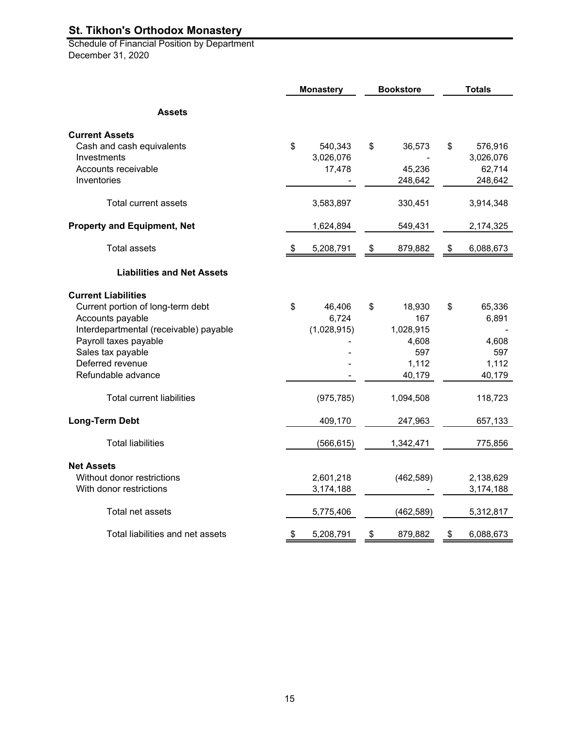# St. Tikhon's Orthodox Monastery

Schedule of Financial Position by Department
December 31, 2020

| | Monastery | Bookstore | Totals |
|---|---|---|---|
| **Assets** | | | |
| **Current Assets** | | | |
| Cash and cash equivalents | $ 540,343 | $ 36,573 | $ 576,916 |
| Investments | 3,026,076 | - | 3,026,076 |
| Accounts receivable | 17,478 | 45,236 | 62,714 |
| Inventories | - | 248,642 | 248,642 |
| Total current assets | 3,583,897 | 330,451 | 3,914,348 |
| **Property and Equipment, Net** | 1,624,894 | 549,431 | 2,174,325 |
| Total assets | $ 5,208,791 | $ 879,882 | $ 6,088,673 |
| **Liabilities and Net Assets** | | | |
| **Current Liabilities** | | | |
| Current portion of long-term debt | $ 46,406 | $ 18,930 | $ 65,336 |
| Accounts payable | 6,724 | 167 | 6,891 |
| Interdepartmental (receivable) payable | (1,028,915) | 1,028,915 | - |
| Payroll taxes payable | - | 4,608 | 4,608 |
| Sales tax payable | - | 597 | 597 |
| Deferred revenue | - | 1,112 | 1,112 |
| Refundable advance | - | 40,179 | 40,179 |
| Total current liabilities | (975,785) | 1,094,508 | 118,723 |
| **Long-Term Debt** | 409,170 | 247,963 | 657,133 |
| Total liabilities | (566,615) | 1,342,471 | 775,856 |
| **Net Assets** | | | |
| Without donor restrictions | 2,601,218 | (462,589) | 2,138,629 |
| With donor restrictions | 3,174,188 | - | 3,174,188 |
| Total net assets | 5,775,406 | (462,589) | 5,312,817 |
| Total liabilities and net assets | $ 5,208,791 | $ 879,882 | $ 6,088,673 |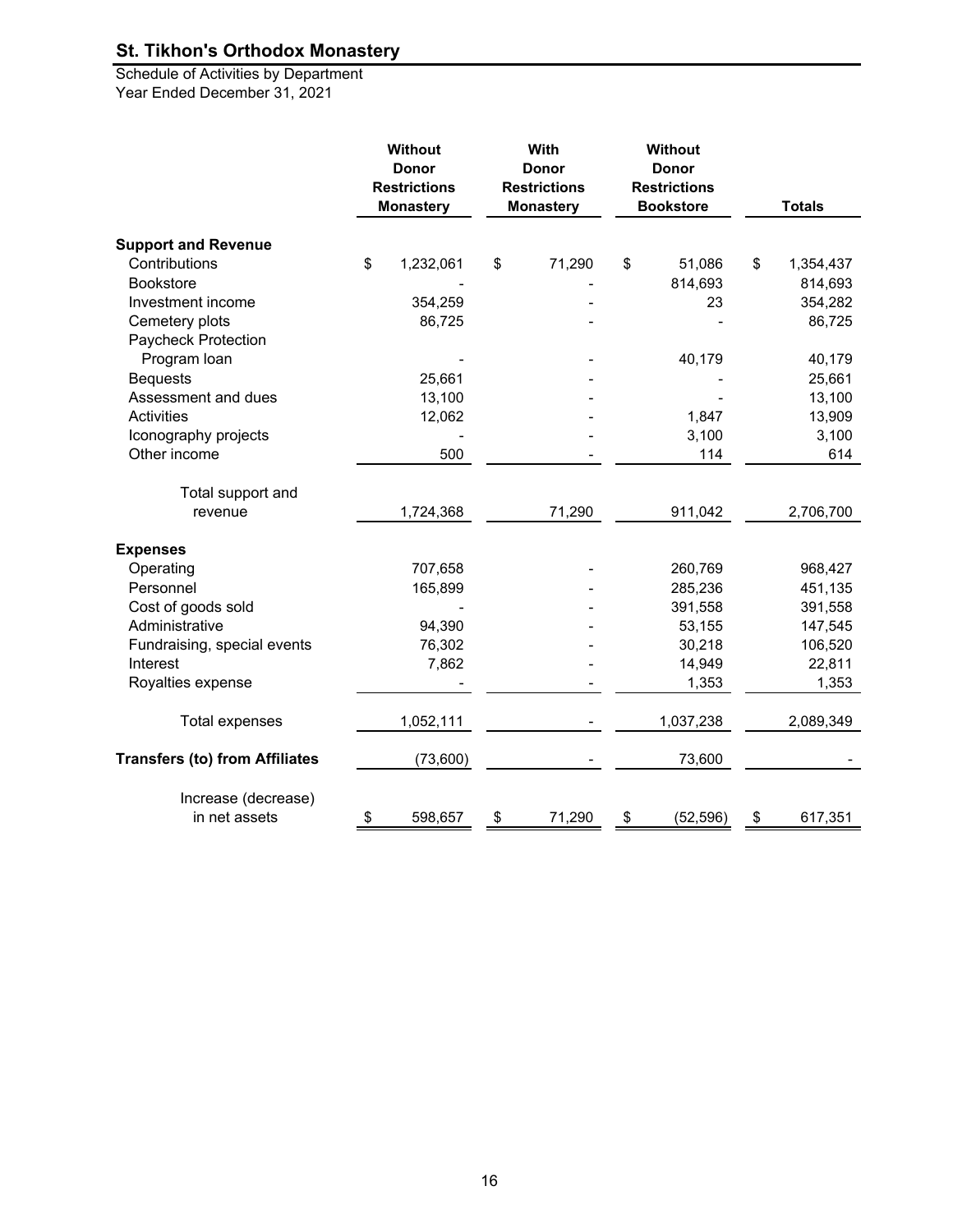# St. Tikhon's Orthodox Monastery

Schedule of Activities by Department
Year Ended December 31, 2021

| | Without Donor Restrictions Monastery | With Donor Restrictions Monastery | Without Donor Restrictions Bookstore | Totals |
|---|---|---|---|---|
| **Support and Revenue** | | | | |
| Contributions | $ 1,232,061 | $ 71,290 | $ 51,086 | $ 1,354,437 |
| Bookstore | - | - | 814,693 | 814,693 |
| Investment income | 354,259 | - | 23 | 354,282 |
| Cemetery plots | 86,725 | - | - | 86,725 |
| Paycheck Protection Program loan | - | - | 40,179 | 40,179 |
| Bequests | 25,661 | - | - | 25,661 |
| Assessment and dues | 13,100 | - | - | 13,100 |
| Activities | 12,062 | - | 1,847 | 13,909 |
| Iconography projects | - | - | 3,100 | 3,100 |
| Other income | 500 | - | 114 | 614 |
| Total support and revenue | 1,724,368 | 71,290 | 911,042 | 2,706,700 |
| **Expenses** | | | | |
| Operating | 707,658 | - | 260,769 | 968,427 |
| Personnel | 165,899 | - | 285,236 | 451,135 |
| Cost of goods sold | - | - | 391,558 | 391,558 |
| Administrative | 94,390 | - | 53,155 | 147,545 |
| Fundraising, special events | 76,302 | - | 30,218 | 106,520 |
| Interest | 7,862 | - | 14,949 | 22,811 |
| Royalties expense | - | - | 1,353 | 1,353 |
| Total expenses | 1,052,111 | - | 1,037,238 | 2,089,349 |
| **Transfers (to) from Affiliates** | (73,600) | - | 73,600 | - |
| Increase (decrease) in net assets | $ 598,657 | $ 71,290 | $ (52,596) | $ 617,351 |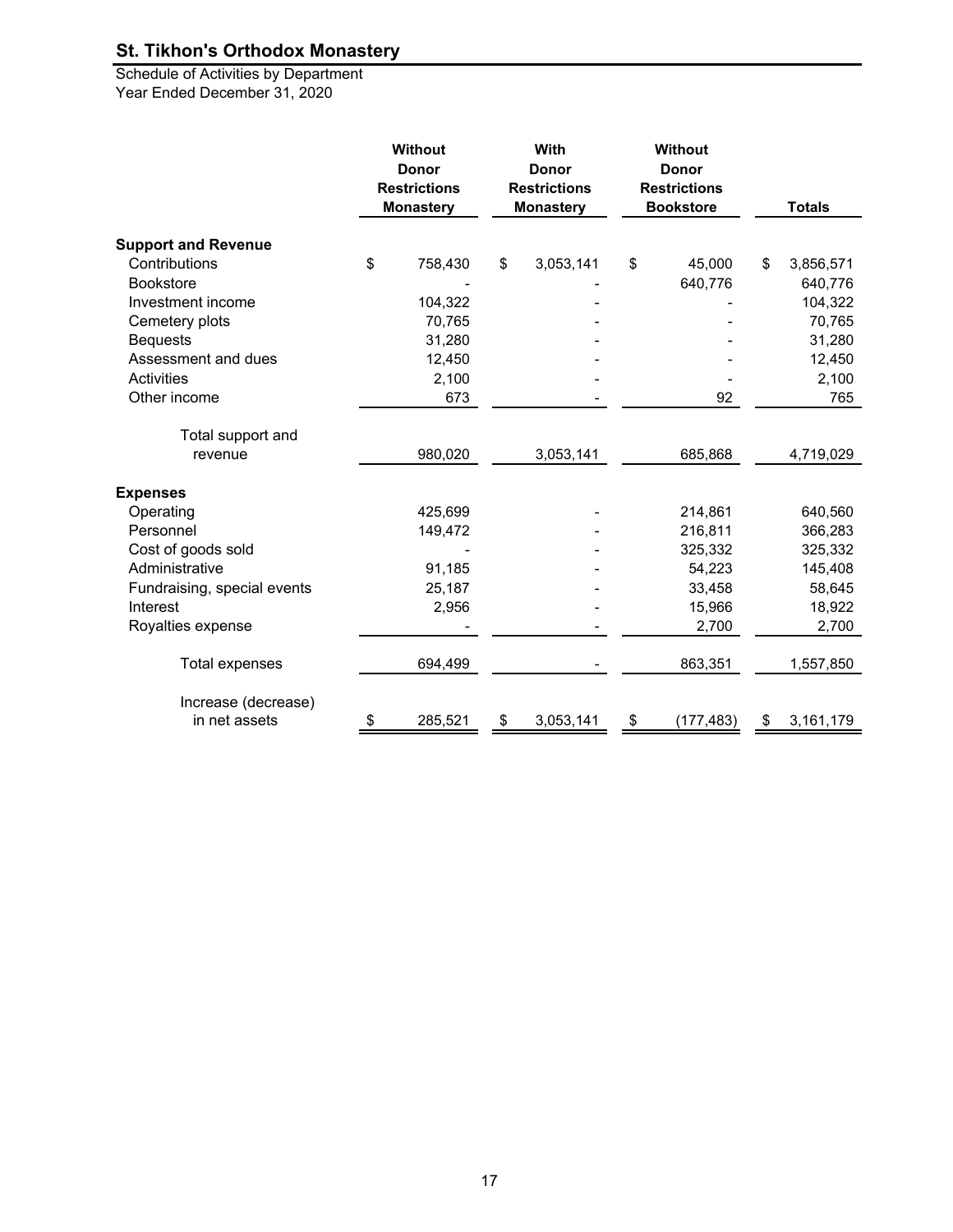# St. Tikhon's Orthodox Monastery

Schedule of Activities by Department
Year Ended December 31, 2020

| | Without Donor Restrictions Monastery | With Donor Restrictions Monastery | Without Donor Restrictions Bookstore | Totals |
|---|---|---|---|---|
| **Support and Revenue** | | | | |
| Contributions | $ 758,430 | $ 3,053,141 | $ 45,000 | $ 3,856,571 |
| Bookstore | - | - | 640,776 | 640,776 |
| Investment income | 104,322 | - | - | 104,322 |
| Cemetery plots | 70,765 | - | - | 70,765 |
| Bequests | 31,280 | - | - | 31,280 |
| Assessment and dues | 12,450 | - | - | 12,450 |
| Activities | 2,100 | - | - | 2,100 |
| Other income | 673 | - | 92 | 765 |
| Total support and revenue | 980,020 | 3,053,141 | 685,868 | 4,719,029 |
| **Expenses** | | | | |
| Operating | 425,699 | - | 214,861 | 640,560 |
| Personnel | 149,472 | - | 216,811 | 366,283 |
| Cost of goods sold | - | - | 325,332 | 325,332 |
| Administrative | 91,185 | - | 54,223 | 145,408 |
| Fundraising, special events | 25,187 | - | 33,458 | 58,645 |
| Interest | 2,956 | - | 15,966 | 18,922 |
| Royalties expense | - | - | 2,700 | 2,700 |
| Total expenses | 694,499 | - | 863,351 | 1,557,850 |
| Increase (decrease) in net assets | $ 285,521 | $ 3,053,141 | $ (177,483) | $ 3,161,179 |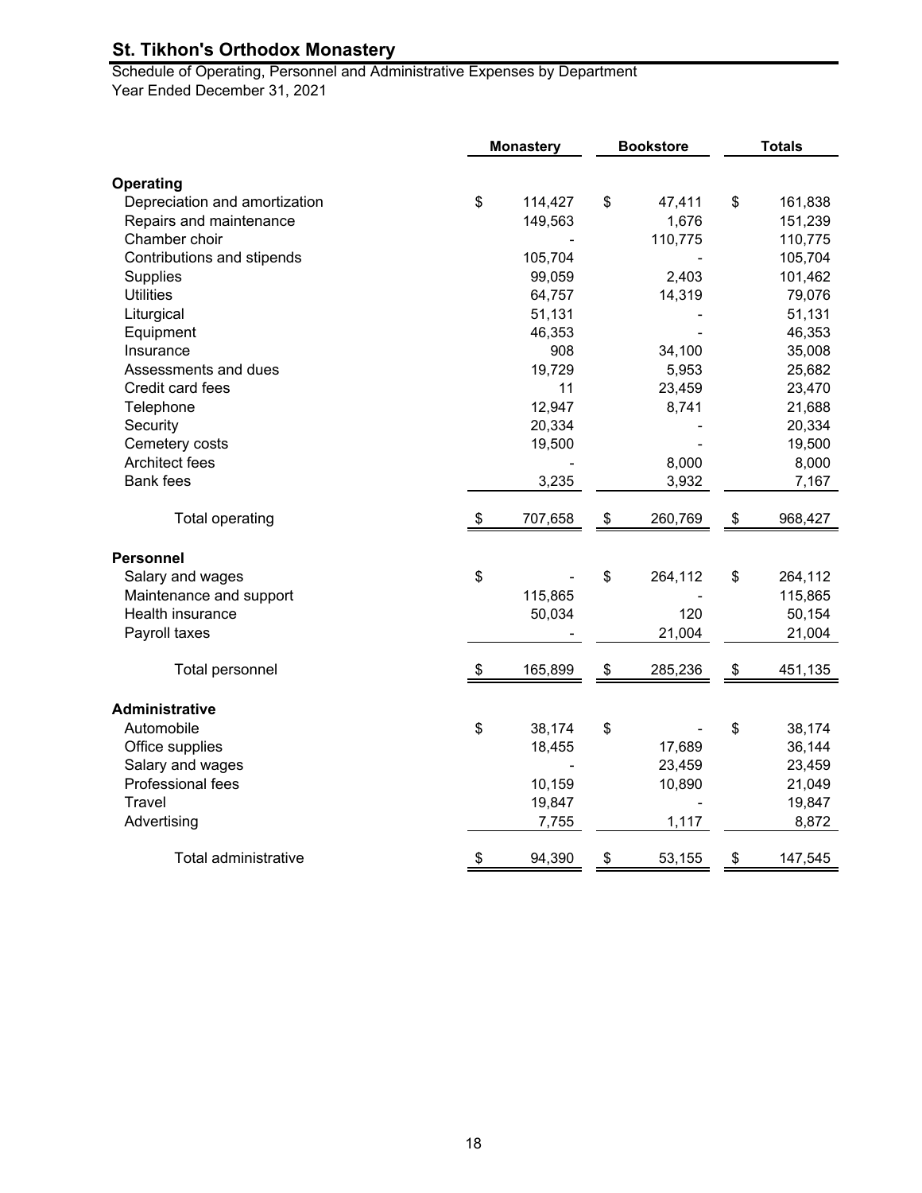## St. Tikhon's Orthodox Monastery

Schedule of Operating, Personnel and Administrative Expenses by Department
Year Ended December 31, 2021

| | Monastery | Bookstore | Totals |
|---|---|---|---|
| **Operating** | | | |
| Depreciation and amortization | $ 114,427 | $ 47,411 | $ 161,838 |
| Repairs and maintenance | 149,563 | 1,676 | 151,239 |
| Chamber choir | - | 110,775 | 110,775 |
| Contributions and stipends | 105,704 | - | 105,704 |
| Supplies | 99,059 | 2,403 | 101,462 |
| Utilities | 64,757 | 14,319 | 79,076 |
| Liturgical | 51,131 | - | 51,131 |
| Equipment | 46,353 | - | 46,353 |
| Insurance | 908 | 34,100 | 35,008 |
| Assessments and dues | 19,729 | 5,953 | 25,682 |
| Credit card fees | 11 | 23,459 | 23,470 |
| Telephone | 12,947 | 8,741 | 21,688 |
| Security | 20,334 | - | 20,334 |
| Cemetery costs | 19,500 | - | 19,500 |
| Architect fees | - | 8,000 | 8,000 |
| Bank fees | 3,235 | 3,932 | 7,167 |
| Total operating | $ 707,658 | $ 260,769 | $ 968,427 |
| **Personnel** | | | |
| Salary and wages | $ - | $ 264,112 | $ 264,112 |
| Maintenance and support | 115,865 | - | 115,865 |
| Health insurance | 50,034 | 120 | 50,154 |
| Payroll taxes | - | 21,004 | 21,004 |
| Total personnel | $ 165,899 | $ 285,236 | $ 451,135 |
| **Administrative** | | | |
| Automobile | $ 38,174 | $ - | $ 38,174 |
| Office supplies | 18,455 | 17,689 | 36,144 |
| Salary and wages | - | 23,459 | 23,459 |
| Professional fees | 10,159 | 10,890 | 21,049 |
| Travel | 19,847 | - | 19,847 |
| Advertising | 7,755 | 1,117 | 8,872 |
| Total administrative | $ 94,390 | $ 53,155 | $ 147,545 |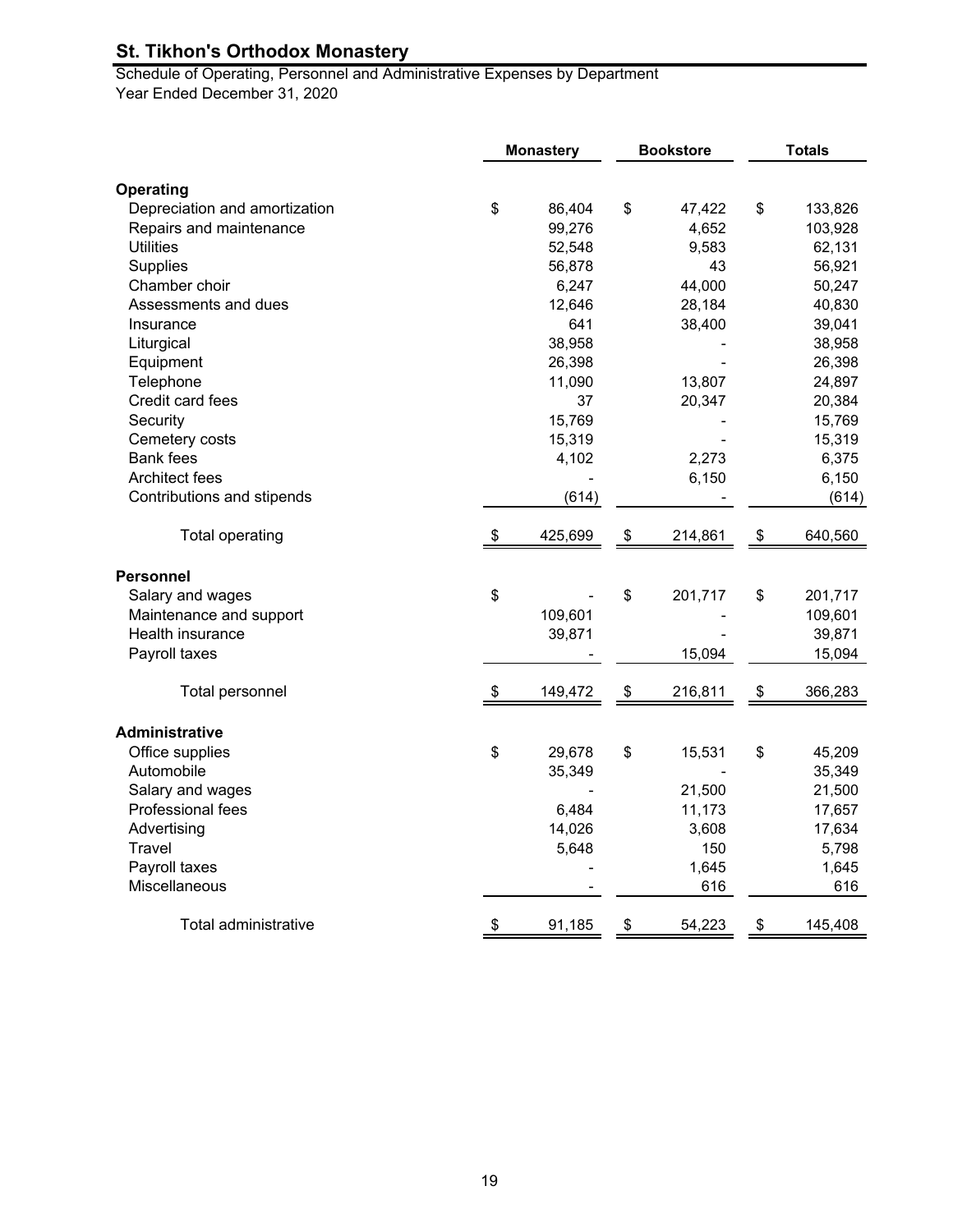# St. Tikhon's Orthodox Monastery

Schedule of Operating, Personnel and Administrative Expenses by Department
Year Ended December 31, 2020

| | Monastery | Bookstore | Totals |
|---|---|---|---|
| **Operating** | | | |
| Depreciation and amortization | $ 86,404 | $ 47,422 | $ 133,826 |
| Repairs and maintenance | 99,276 | 4,652 | 103,928 |
| Utilities | 52,548 | 9,583 | 62,131 |
| Supplies | 56,878 | 43 | 56,921 |
| Chamber choir | 6,247 | 44,000 | 50,247 |
| Assessments and dues | 12,646 | 28,184 | 40,830 |
| Insurance | 641 | 38,400 | 39,041 |
| Liturgical | 38,958 | - | 38,958 |
| Equipment | 26,398 | - | 26,398 |
| Telephone | 11,090 | 13,807 | 24,897 |
| Credit card fees | 37 | 20,347 | 20,384 |
| Security | 15,769 | - | 15,769 |
| Cemetery costs | 15,319 | - | 15,319 |
| Bank fees | 4,102 | 2,273 | 6,375 |
| Architect fees | - | 6,150 | 6,150 |
| Contributions and stipends | (614) | - | (614) |
| Total operating | $ 425,699 | $ 214,861 | $ 640,560 |
| **Personnel** | | | |
| Salary and wages | $ - | $ 201,717 | $ 201,717 |
| Maintenance and support | 109,601 | - | 109,601 |
| Health insurance | 39,871 | - | 39,871 |
| Payroll taxes | - | 15,094 | 15,094 |
| Total personnel | $ 149,472 | $ 216,811 | $ 366,283 |
| **Administrative** | | | |
| Office supplies | $ 29,678 | $ 15,531 | $ 45,209 |
| Automobile | 35,349 | - | 35,349 |
| Salary and wages | - | 21,500 | 21,500 |
| Professional fees | 6,484 | 11,173 | 17,657 |
| Advertising | 14,026 | 3,608 | 17,634 |
| Travel | 5,648 | 150 | 5,798 |
| Payroll taxes | - | 1,645 | 1,645 |
| Miscellaneous | - | 616 | 616 |
| Total administrative | $ 91,185 | $ 54,223 | $ 145,408 |